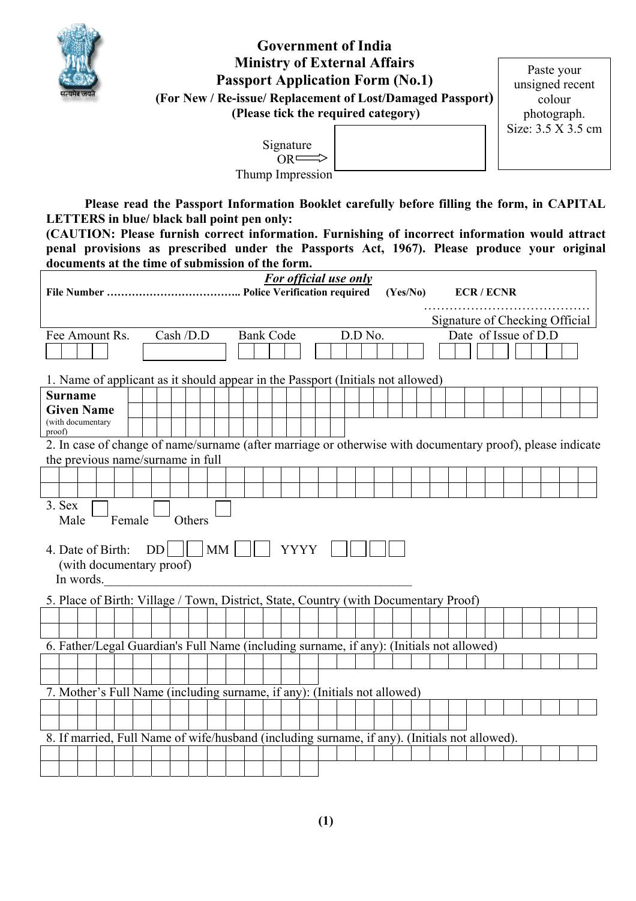# Government of India
## Ministry of External Affairs
## Passport Application Form (No.1)
**(For New / Re-issue/ Replacement of Lost/Damaged Passport)**
**(Please tick the required category)**

Paste your unsigned recent colour photograph. Size: 3.5 X 3.5 cm

Signature OR Thump Impression

**Please read the Passport Information Booklet carefully before filling the form, in CAPITAL LETTERS in blue/ black ball point pen only:**
**(CAUTION: Please furnish correct information. Furnishing of incorrect information would attract penal provisions as prescribed under the Passports Act, 1967). Please produce your original documents at the time of submission of the form.**

***For official use only***

**File Number** ……………………………….. **Police Verification required** **(Yes/No)** **ECR / ECNR**

…………………………………
Signature of Checking Official

| Fee Amount Rs. | Cash /D.D | Bank Code | D.D No. | Date of Issue of D.D |
|---|---|---|---|---|
| | | | | |

1. Name of applicant as it should appear in the Passport (Initials not allowed)

| | |
|---|---|
| **Surname** | |
| **Given Name** (with documentary proof) | |

2. In case of change of name/surname (after marriage or otherwise with documentary proof), please indicate the previous name/surname in full

3. Sex
Male ☐ Female ☐ Others ☐

4. Date of Birth: DD ☐☐ MM ☐☐ YYYY ☐☐☐☐
(with documentary proof)
In words.\_\_\_\_\_\_\_\_\_\_\_\_\_\_\_\_\_\_\_\_\_\_\_\_\_\_\_\_\_\_\_\_\_\_\_\_\_\_\_\_\_\_\_\_\_\_\_\_

5. Place of Birth: Village / Town, District, State, Country (with Documentary Proof)

6. Father/Legal Guardian's Full Name (including surname, if any): (Initials not allowed)

7. Mother's Full Name (including surname, if any): (Initials not allowed)

8. If married, Full Name of wife/husband (including surname, if any). (Initials not allowed).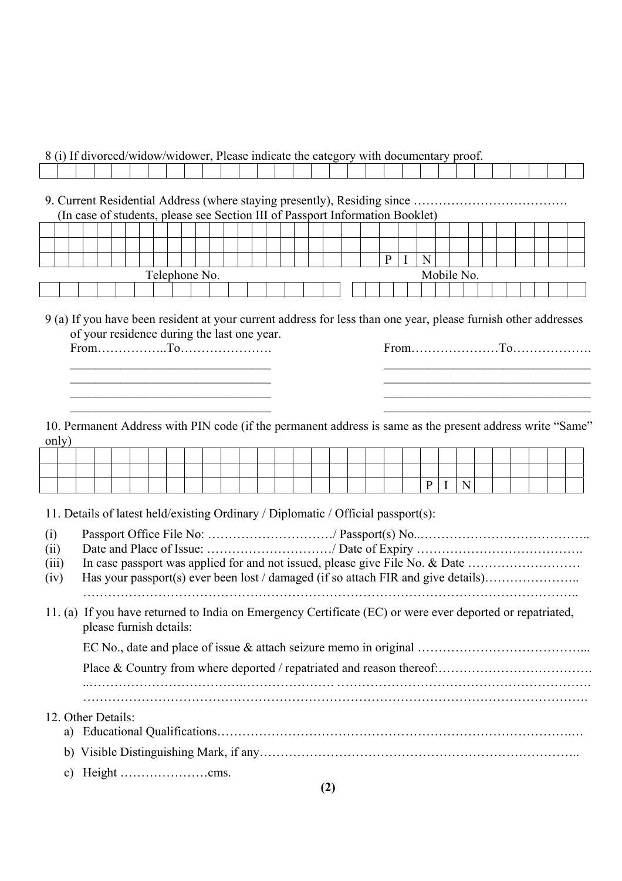8 (i) If divorced/widow/widower, Please indicate the category with documentary proof.

|  |  |  |  |  |  |  |  |  |  |  |  |  |  |  |  |  |  |  |  |  |  |  |  |  |  |  |  |  |  |
|---|---|---|---|---|---|---|---|---|---|---|---|---|---|---|---|---|---|---|---|---|---|---|---|---|---|---|---|---|---|

9. Current Residential Address (where staying presently), Residing since ……………………………….
(In case of students, please see Section III of Passport Information Booklet)

|  |  |  |  |  |  |  |  |  |  |  |  |  |  |  |  |  |  |  |  |  |  |  |  |  |  |  |  |  |  |  |  |  |  |  |  |  |  |
|---|---|---|---|---|---|---|---|---|---|---|---|---|---|---|---|---|---|---|---|---|---|---|---|---|---|---|---|---|---|---|---|---|---|---|---|---|---|
|  |  |  |  |  |  |  |  |  |  |  |  |  |  |  |  |  |  |  |  |  |  |  |  |  |  |  |  |  |  |  |  |  |  |  |  |  |  |
|  |  |  |  |  |  |  |  |  |  |  |  |  |  |  |  |  |  |  |  |  |  |  |  |  |  |  | P | I | N |  |  |  |  |  |  |  |  |

Telephone No. / Mobile No.

|  |  |  |  |  |  |  |  |  |  |  |  |  |  |  |  |  |  |  |  |  |  |  |  |  |  |  |  |  |  |
|---|---|---|---|---|---|---|---|---|---|---|---|---|---|---|---|---|---|---|---|---|---|---|---|---|---|---|---|---|---|

9 (a) If you have been resident at your current address for less than one year, please furnish other addresses of your residence during the last one year.

From……………..To…………………. From…………………To……………….

______________________________ ______________________________

______________________________ ______________________________

______________________________ ______________________________

______________________________ ______________________________

10. Permanent Address with PIN code (if the permanent address is same as the present address write "Same" only)

|  |  |  |  |  |  |  |  |  |  |  |  |  |  |  |  |  |  |  |  |  |  |  |  |  |  |  |  |  |  |
|---|---|---|---|---|---|---|---|---|---|---|---|---|---|---|---|---|---|---|---|---|---|---|---|---|---|---|---|---|---|
|  |  |  |  |  |  |  |  |  |  |  |  |  |  |  |  |  |  |  |  |  |  |  |  |  |  |  |  |  |  |
|  |  |  |  |  |  |  |  |  |  |  |  |  |  |  |  |  |  |  |  |  |  | P | I | N |  |  |  |  |  |

11. Details of latest held/existing Ordinary / Diplomatic / Official passport(s):

(i) Passport Office File No: …………………………/ Passport(s) No..…………………………………..

(ii) Date and Place of Issue: …………………………/ Date of Expiry ………………………………….

(iii) In case passport was applied for and not issued, please give File No. & Date ………………………

(iv) Has your passport(s) ever been lost / damaged (if so attach FIR and give details)…………………..
……………………………………………………………………………………………………..

11. (a) If you have returned to India on Emergency Certificate (EC) or were ever deported or repatriated, please furnish details:

EC No., date and place of issue & attach seizure memo in original …………………………………...

Place & Country from where deported / repatriated and reason thereof:……………………………….
..………………………………..…………………. ……………………………………………………….
………………………………………………………………………………………………………….

12. Other Details:

a) Educational Qualifications…………………………………………………………………………..…

b) Visible Distinguishing Mark, if any…………………………………………………………………..

c) Height …………………cms.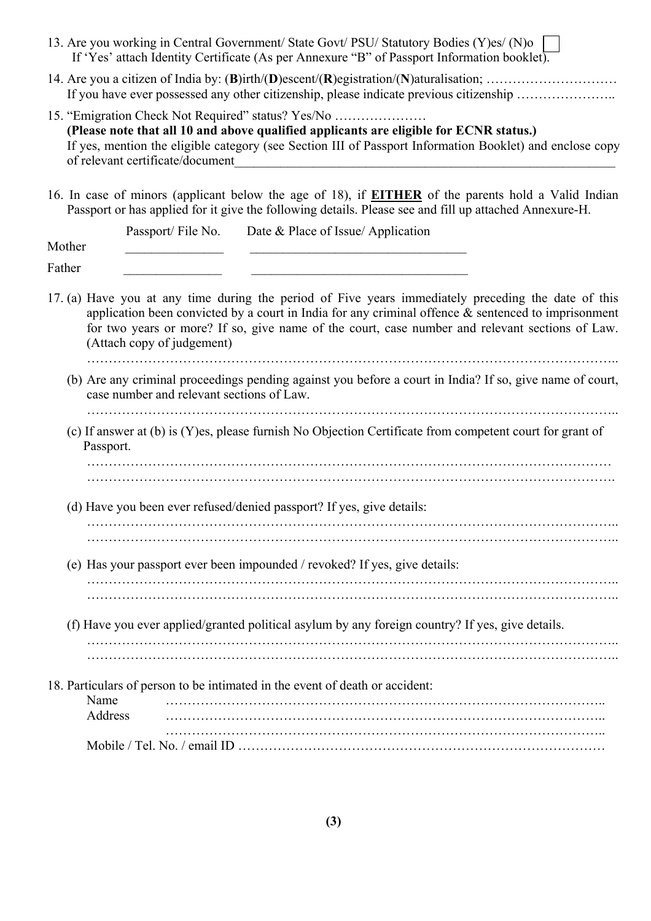13. Are you working in Central Government/ State Govt/ PSU/ Statutory Bodies (Y)es/ (N)o ☐
    If 'Yes' attach Identity Certificate (As per Annexure "B" of Passport Information booklet).

14. Are you a citizen of India by: (**B**)irth/(**D**)escent/(**R**)egistration/(**N**)aturalisation; …………………………
    If you have ever possessed any other citizenship, please indicate previous citizenship …………………..

15. "Emigration Check Not Required" status? Yes/No …………………
    **(Please note that all 10 and above qualified applicants are eligible for ECNR status.)**
    If yes, mention the eligible category (see Section III of Passport Information Booklet) and enclose copy of relevant certificate/document____________________________________________________________

16. In case of minors (applicant below the age of 18), if **EITHER** of the parents hold a Valid Indian Passport or has applied for it give the following details. Please see and fill up attached Annexure-H.

|  | Passport/ File No. | Date & Place of Issue/ Application |
|---|---|---|
| Mother | _______________ | _________________________________ |
| Father | _______________ | _________________________________ |

17. (a) Have you at any time during the period of Five years immediately preceding the date of this application been convicted by a court in India for any criminal offence & sentenced to imprisonment for two years or more? If so, give name of the court, case number and relevant sections of Law. (Attach copy of judgement)

    ……………………………………………………………………………………………………..

    (b) Are any criminal proceedings pending against you before a court in India? If so, give name of court, case number and relevant sections of Law.

    ……………………………………………………………………………………………………..

    (c) If answer at (b) is (Y)es, please furnish No Objection Certificate from competent court for grant of Passport.

    ……………………………………………………………………………………………………
    ……………………………………………………………………………………………………

    (d) Have you been ever refused/denied passport? If yes, give details:

    ……………………………………………………………………………………………………..
    ……………………………………………………………………………………………………..

    (e) Has your passport ever been impounded / revoked? If yes, give details:

    ……………………………………………………………………………………………………..
    ……………………………………………………………………………………………………..

    (f) Have you ever applied/granted political asylum by any foreign country? If yes, give details.

    ……………………………………………………………………………………………………..
    ……………………………………………………………………………………………………..

18. Particulars of person to be intimated in the event of death or accident:
    Name ……………………………………………………………………………………..
    Address ……………………………………………………………………………………..
    ……………………………………………………………………………………..
    Mobile / Tel. No. / email ID ………………………………………………………………………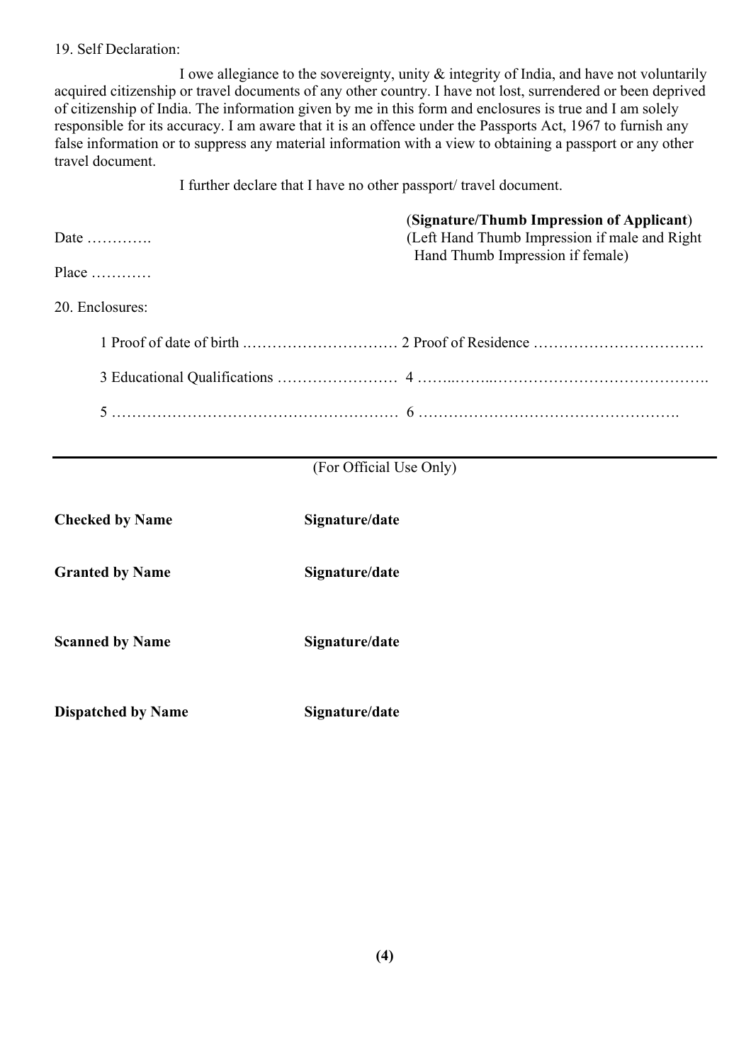19. Self Declaration:

I owe allegiance to the sovereignty, unity & integrity of India, and have not voluntarily acquired citizenship or travel documents of any other country. I have not lost, surrendered or been deprived of citizenship of India. The information given by me in this form and enclosures is true and I am solely responsible for its accuracy. I am aware that it is an offence under the Passports Act, 1967 to furnish any false information or to suppress any material information with a view to obtaining a passport or any other travel document.

I further declare that I have no other passport/ travel document.

(**Signature/Thumb Impression of Applicant**)
(Left Hand Thumb Impression if male and Right Hand Thumb Impression if female)

Date ………….

Place …………

20. Enclosures:

1 Proof of date of birth .………………………… 2 Proof of Residence …………………………….

3 Educational Qualifications …………………… 4 ……..……..…………………………………….

5 ……………………………………………… 6 …………………………………………….

---

(For Official Use Only)

| | |
|---|---|
| **Checked by Name** | **Signature/date** |
| **Granted by Name** | **Signature/date** |
| **Scanned by Name** | **Signature/date** |
| **Dispatched by Name** | **Signature/date** |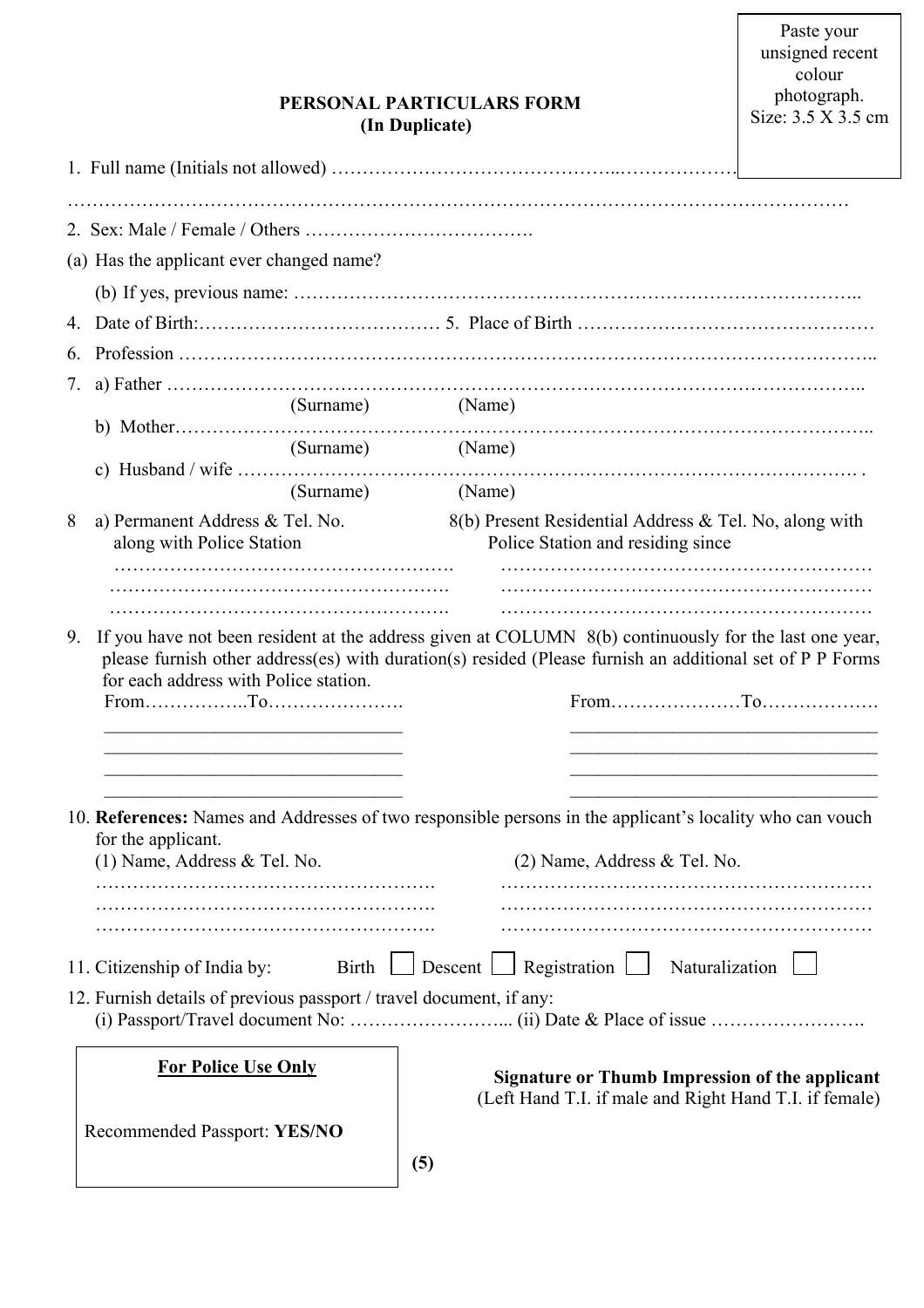Paste your unsigned recent colour photograph. Size: 3.5 X 3.5 cm

# PERSONAL PARTICULARS FORM
**(In Duplicate)**

1. Full name (Initials not allowed) ……………………………………………………………………

……………………………………………………………………………………………………………………

2. Sex: Male / Female / Others ……………………………….

(a) Has the applicant ever changed name?

(b) If yes, previous name: ……………………………………………………………………………..

4. Date of Birth:………………………………… 5. Place of Birth ………………………………………

6. Profession ……………………………………………………………………………………………..

7. a) Father ……………………………………………………………………………………………..
   (Surname) (Name)

   b) Mother……………………………………………………………………………………………..
   (Surname) (Name)

   c) Husband / wife …………………………………………………………………………………… .
   (Surname) (Name)

8 a) Permanent Address & Tel. No. along with Police Station

………………………………………………..
………………………………………………..
………………………………………………..

8(b) Present Residential Address & Tel. No, along with Police Station and residing since

……………………………………………………
……………………………………………………
……………………………………………………

9. If you have not been resident at the address given at COLUMN 8(b) continuously for the last one year, please furnish other address(es) with duration(s) resided (Please furnish an additional set of P P Forms for each address with Police station.

From……………..To………………….

______________________________
______________________________
______________________________
______________________________

From…………………To……………….

______________________________
______________________________
______________________________
______________________________

10. **References:** Names and Addresses of two responsible persons in the applicant's locality who can vouch for the applicant.

(1) Name, Address & Tel. No.

………………………………………………..
………………………………………………..
………………………………………………..

(2) Name, Address & Tel. No.

……………………………………………………
……………………………………………………
……………………………………………………

11. Citizenship of India by: Birth ☐ Descent ☐ Registration ☐ Naturalization ☐

12. Furnish details of previous passport / travel document, if any:
(i) Passport/Travel document No: ……………………... (ii) Date & Place of issue …………………….

**For Police Use Only**

Recommended Passport: **YES/NO**

**Signature or Thumb Impression of the applicant**
(Left Hand T.I. if male and Right Hand T.I. if female)

**(5)**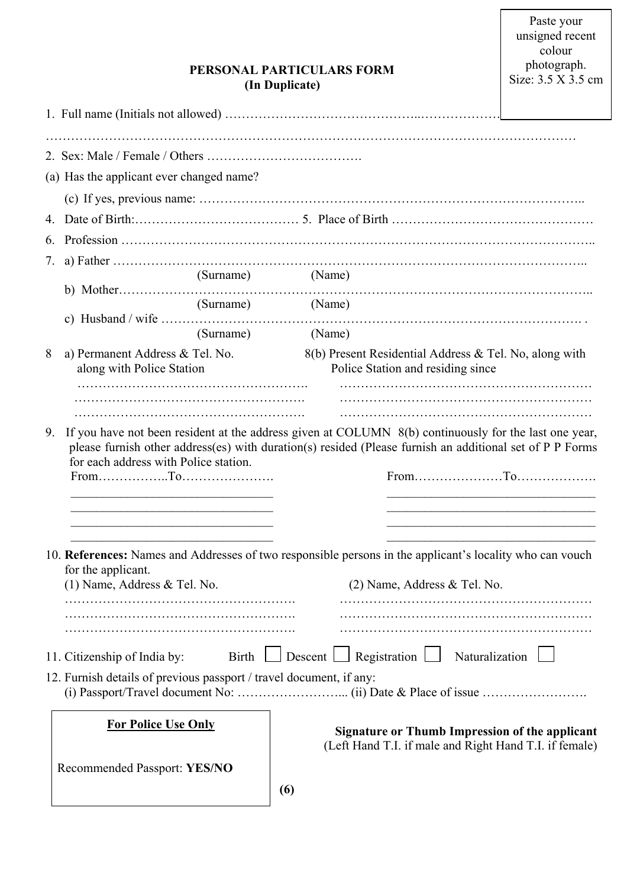Paste your unsigned recent colour photograph. Size: 3.5 X 3.5 cm

## PERSONAL PARTICULARS FORM
**(In Duplicate)**

1. Full name (Initials not allowed) ……………………………………..……………….

……………………………………………………………………………………………………………

2. Sex: Male / Female / Others ……………………………….

(a) Has the applicant ever changed name?

(c) If yes, previous name: ……………………………………………………………………………..

4. Date of Birth:………………………………… 5. Place of Birth ………………………………………

6. Profession ………………………………………………………………………………………………..

7. a) Father ……………………………………………………………………………………………..
(Surname) (Name)

b) Mother………………………………………………………………………………………………..
(Surname) (Name)

c) Husband / wife ……………………………………………………………………………………. .
(Surname) (Name)

8 a) Permanent Address & Tel. No. along with Police Station
………………………………………………..
………………………………………………..
………………………………………………..

8(b) Present Residential Address & Tel. No, along with Police Station and residing since
……………………………………………………
……………………………………………………
……………………………………………………

9. If you have not been resident at the address given at COLUMN 8(b) continuously for the last one year, please furnish other address(es) with duration(s) resided (Please furnish an additional set of P P Forms for each address with Police station.

From……………..To…………………. From…………………To……………….

______________________________ ______________________________
______________________________ ______________________________
______________________________ ______________________________
______________________________ ______________________________

10. **References:** Names and Addresses of two responsible persons in the applicant's locality who can vouch for the applicant.

(1) Name, Address & Tel. No.
……………………………………………….
……………………………………………….
……………………………………………….

(2) Name, Address & Tel. No.
……………………………………………………
……………………………………………………
……………………………………………………

11. Citizenship of India by: Birth ☐ Descent ☐ Registration ☐ Naturalization ☐

12. Furnish details of previous passport / travel document, if any:
(i) Passport/Travel document No: ……………………... (ii) Date & Place of issue …………………….

**For Police Use Only**

Recommended Passport: **YES/NO**

**Signature or Thumb Impression of the applicant**
(Left Hand T.I. if male and Right Hand T.I. if female)